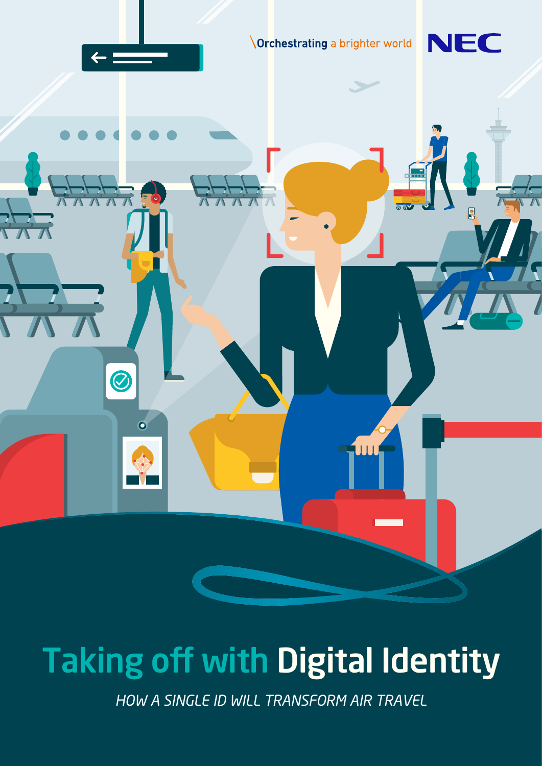\Orchestrating a brighter world

NEC

# Taking off with Digital Identity

*HOW A SINGLE ID WILL TRANSFORM AIR TRAVEL*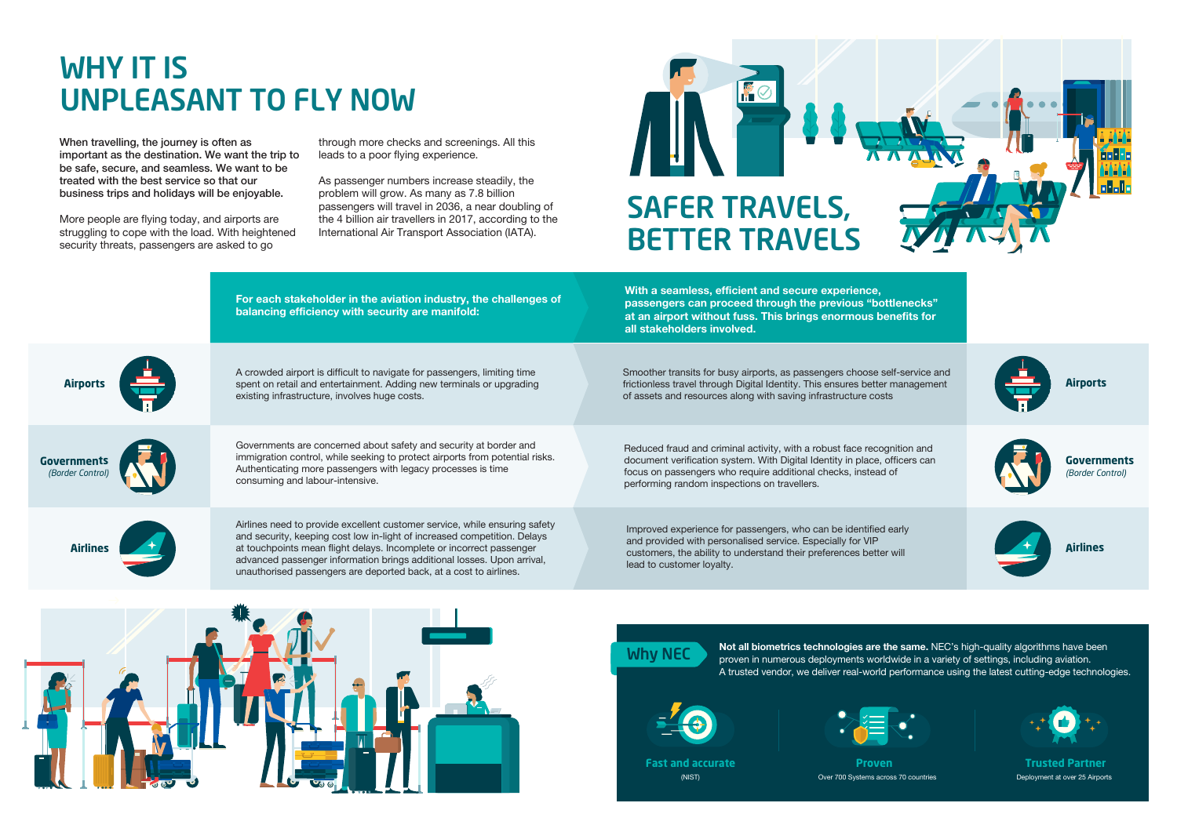# WHY IT IS UNPLEASANT TO FLY NOW

**When travelling, the journey is often as important as the destination. We want the trip to be safe, secure, and seamless. We want to be treated with the best service so that our business trips and holidays will be enjoyable.**

More people are flying today, and airports are struggling to cope with the load. With heightened security threats, passengers are asked to go through more checks and screenings. All this leads to a poor flying experience.

As passenger numbers increase steadily, the problem will grow. As many as 7.8 billion passengers will travel in 2036, a near doubling of the 4 billion air travellers in 2017, according to the International Air Transport Association (IATA).

# SAFER TRAVELS, BETTER TRAVELS

| Stakeholder | For each stakeholder in the aviation industry, the challenges of balancing efficiency with security are manifold: | With a seamless, efficient and secure experience, passengers can proceed through the previous "bottlenecks" at an airport without fuss. This brings enormous benefits for all stakeholders involved. |
| --- | --- | --- |
| **Airports** | A crowded airport is difficult to navigate for passengers, limiting time spent on retail and entertainment. Adding new terminals or upgrading existing infrastructure, involves huge costs. | Smoother transits for busy airports, as passengers choose self-service and frictionless travel through Digital Identity. This ensures better management of assets and resources along with saving infrastructure costs |
| **Governments** *(Border Control)* | Governments are concerned about safety and security at border and immigration control, while seeking to protect airports from potential risks. Authenticating more passengers with legacy processes is time consuming and labour-intensive. | Reduced fraud and criminal activity, with a robust face recognition and document verification system. With Digital Identity in place, officers can focus on passengers who require additional checks, instead of performing random inspections on travellers. |
| **Airlines** | Airlines need to provide excellent customer service, while ensuring safety and security, keeping cost low in-light of increased competition. Delays at touchpoints mean flight delays. Incomplete or incorrect passenger advanced passenger information brings additional losses. Upon arrival, unauthorised passengers are deported back, at a cost to airlines. | Improved experience for passengers, who can be identified early and provided with personalised service. Especially for VIP customers, the ability to understand their preferences better will lead to customer loyalty. |

## Why NEC

**Not all biometrics technologies are the same.** NEC's high-quality algorithms have been proven in numerous deployments worldwide in a variety of settings, including aviation. A trusted vendor, we deliver real-world performance using the latest cutting-edge technologies.

- **Fast and accurate** (NIST)
- **Proven** Over 700 Systems across 70 countries
- **Trusted Partner** Deployment at over 25 Airports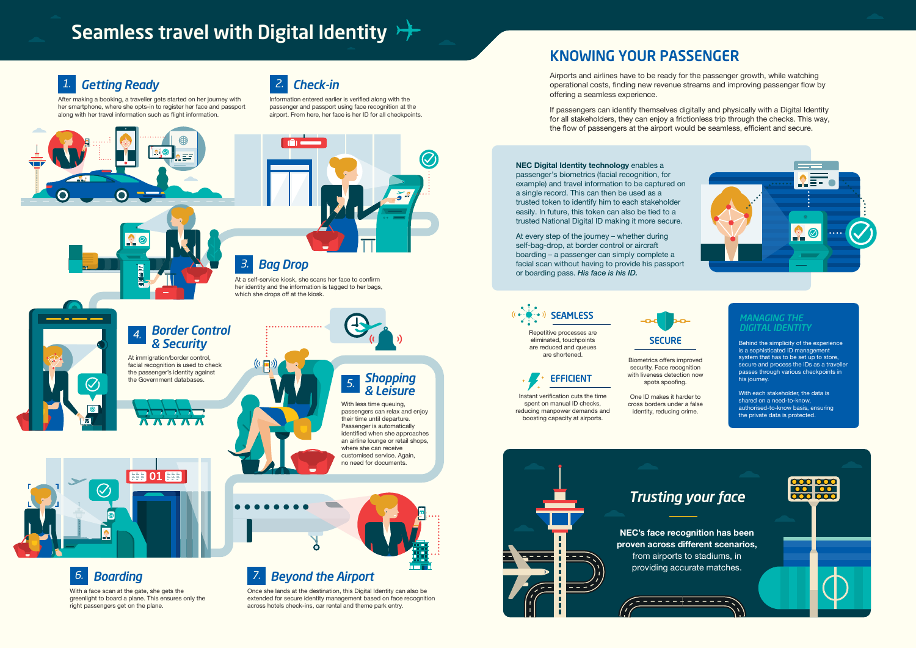# Seamless travel with Digital Identity

## 1. *Getting Ready*

After making a booking, a traveller gets started on her journey with her smartphone, where she opts-in to register her face and passport along with her travel information such as flight information.

## 2. *Check-in*

Information entered earlier is verified along with the passenger and passport using face recognition at the airport. From here, her face is her ID for all checkpoints.

## 3. *Bag Drop*

At a self-service kiosk, she scans her face to confirm her identity and the information is tagged to her bags, which she drops off at the kiosk.

## 4. *Border Control & Security*

At immigration/border control, facial recognition is used to check the passenger's identity against the Government databases.

## 5. *Shopping & Leisure*

With less time queuing, passengers can relax and enjoy their time until departure. Passenger is automatically identified when she approaches an airline lounge or retail shops, where she can receive customised service. Again, no need for documents.

## 6. *Boarding*

With a face scan at the gate, she gets the greenlight to board a plane. This ensures only the right passengers get on the plane.

## 7. *Beyond the Airport*

Once she lands at the destination, this Digital Identity can also be extended for secure identity management based on face recognition across hotels check-ins, car rental and theme park entry.

# KNOWING YOUR PASSENGER

Airports and airlines have to be ready for the passenger growth, while watching operational costs, finding new revenue streams and improving passenger flow by offering a seamless experience.

If passengers can identify themselves digitally and physically with a Digital Identity for all stakeholders, they can enjoy a frictionless trip through the checks. This way, the flow of passengers at the airport would be seamless, efficient and secure.

**NEC Digital Identity technology** enables a passenger's biometrics (facial recognition, for example) and travel information to be captured on a single record. This can then be used as a trusted token to identify him to each stakeholder easily. In future, this token can also be tied to a trusted National Digital ID making it more secure.

At every step of the journey – whether during self-bag-drop, at border control or aircraft boarding – a passenger can simply complete a facial scan without having to provide his passport or boarding pass. ***His face is his ID.***

### SEAMLESS

Repetitive processes are eliminated, touchpoints are reduced and queues are shortened.

### EFFICIENT

Instant verification cuts the time spent on manual ID checks, reducing manpower demands and boosting capacity at airports.

### SECURE

Biometrics offers improved security. Face recognition with liveness detection now spots spoofing.

One ID makes it harder to cross borders under a false identity, reducing crime.

### *MANAGING THE DIGITAL IDENTITY*

Behind the simplicity of the experience is a sophisticated ID management system that has to be set up to store, secure and process the IDs as a traveller passes through various checkpoints in his journey.

With each stakeholder, the data is shared on a need-to-know, authorised-to-know basis, ensuring the private data is protected.

## *Trusting your face*

**NEC's face recognition has been proven across different scenarios,** from airports to stadiums, in providing accurate matches.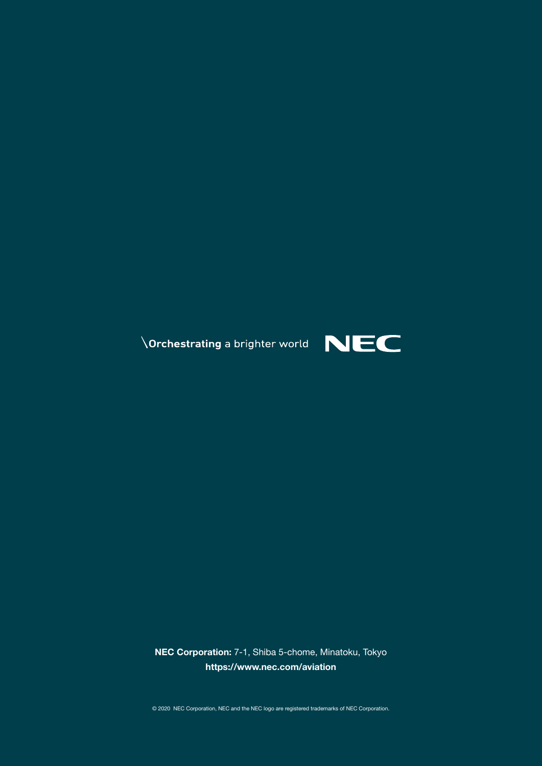\Orchestrating a brighter world NEC

**NEC Corporation:** 7-1, Shiba 5-chome, Minatoku, Tokyo
**https://www.nec.com/aviation**

© 2020 NEC Corporation, NEC and the NEC logo are registered trademarks of NEC Corporation.